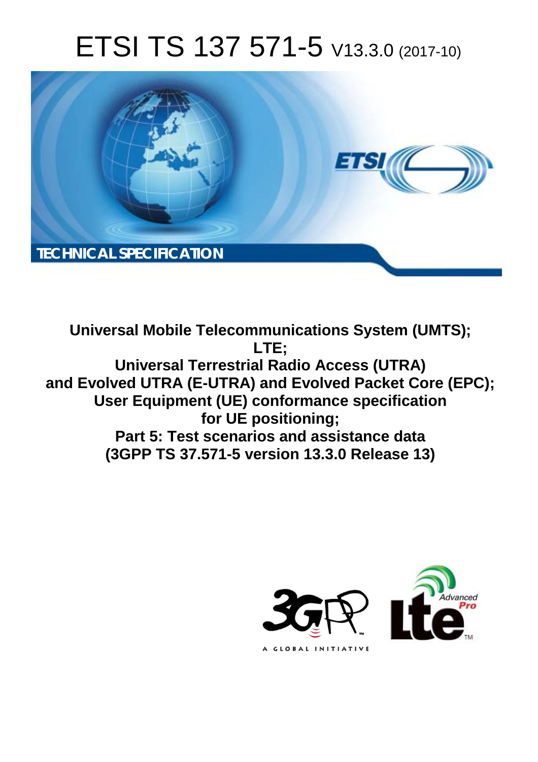# ETSI TS 137 571-5 V13.3.0 (2017-10)

TECHNICAL SPECIFICATION

**Universal Mobile Telecommunications System (UMTS); LTE; Universal Terrestrial Radio Access (UTRA) and Evolved UTRA (E-UTRA) and Evolved Packet Core (EPC); User Equipment (UE) conformance specification for UE positioning; Part 5: Test scenarios and assistance data (3GPP TS 37.571-5 version 13.3.0 Release 13)**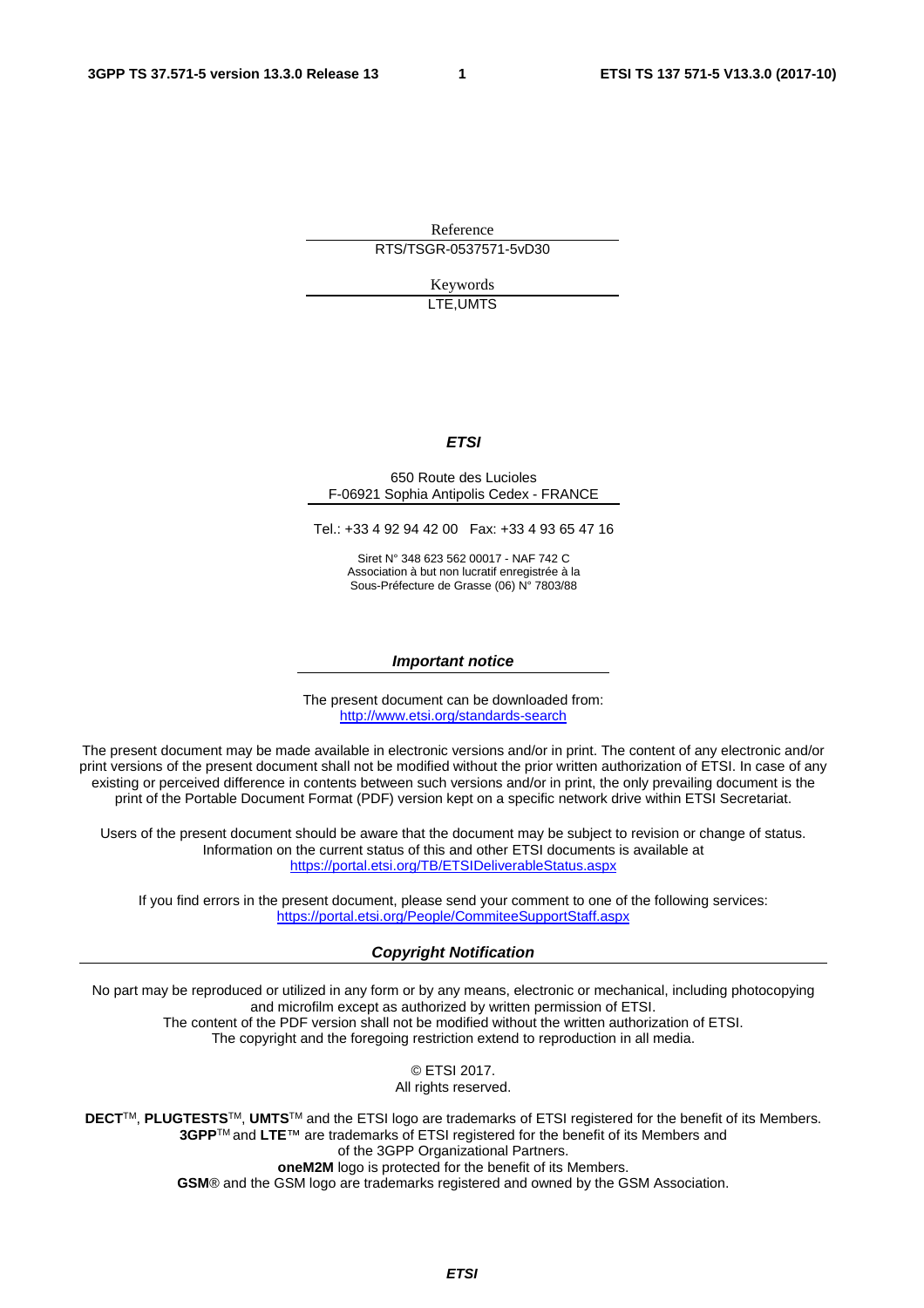Reference

RTS/TSGR-0537571-5vD30

Keywords

LTE,UMTS

***ETSI***

650 Route des Lucioles
F-06921 Sophia Antipolis Cedex - FRANCE

Tel.: +33 4 92 94 42 00 Fax: +33 4 93 65 47 16

Siret N° 348 623 562 00017 - NAF 742 C
Association à but non lucratif enregistrée à la
Sous-Préfecture de Grasse (06) N° 7803/88

***Important notice***

The present document can be downloaded from:
http://www.etsi.org/standards-search

The present document may be made available in electronic versions and/or in print. The content of any electronic and/or print versions of the present document shall not be modified without the prior written authorization of ETSI. In case of any existing or perceived difference in contents between such versions and/or in print, the only prevailing document is the print of the Portable Document Format (PDF) version kept on a specific network drive within ETSI Secretariat.

Users of the present document should be aware that the document may be subject to revision or change of status. Information on the current status of this and other ETSI documents is available at
https://portal.etsi.org/TB/ETSIDeliverableStatus.aspx

If you find errors in the present document, please send your comment to one of the following services:
https://portal.etsi.org/People/CommiteeSupportStaff.aspx

***Copyright Notification***

No part may be reproduced or utilized in any form or by any means, electronic or mechanical, including photocopying and microfilm except as authorized by written permission of ETSI.
The content of the PDF version shall not be modified without the written authorization of ETSI.
The copyright and the foregoing restriction extend to reproduction in all media.

© ETSI 2017.
All rights reserved.

**DECT**™, **PLUGTESTS**™, **UMTS**™ and the ETSI logo are trademarks of ETSI registered for the benefit of its Members.
**3GPP**™ and **LTE**™ are trademarks of ETSI registered for the benefit of its Members and of the 3GPP Organizational Partners.
**oneM2M** logo is protected for the benefit of its Members.
**GSM**® and the GSM logo are trademarks registered and owned by the GSM Association.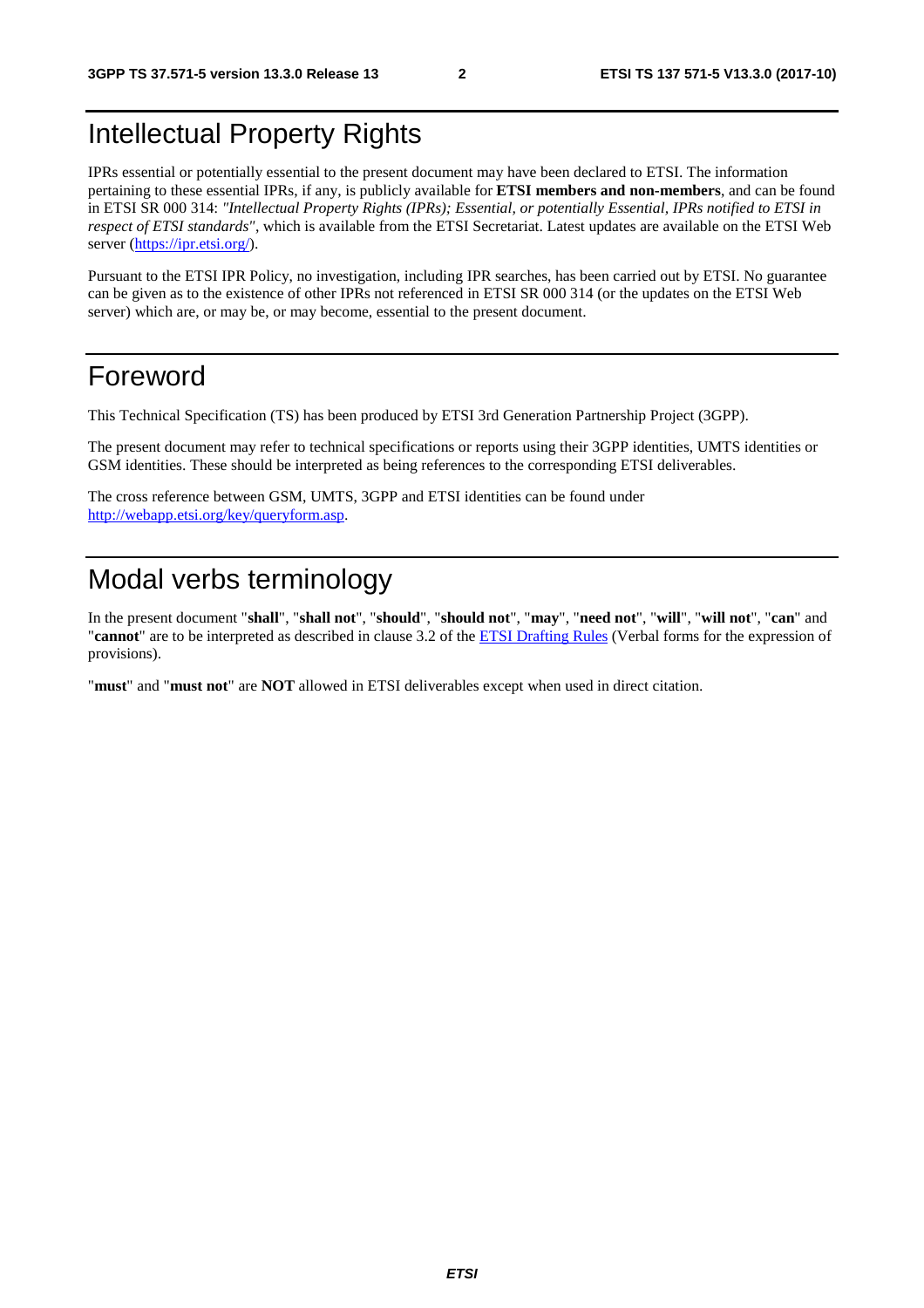# Intellectual Property Rights

IPRs essential or potentially essential to the present document may have been declared to ETSI. The information pertaining to these essential IPRs, if any, is publicly available for **ETSI members and non-members**, and can be found in ETSI SR 000 314: *"Intellectual Property Rights (IPRs); Essential, or potentially Essential, IPRs notified to ETSI in respect of ETSI standards"*, which is available from the ETSI Secretariat. Latest updates are available on the ETSI Web server (https://ipr.etsi.org/).

Pursuant to the ETSI IPR Policy, no investigation, including IPR searches, has been carried out by ETSI. No guarantee can be given as to the existence of other IPRs not referenced in ETSI SR 000 314 (or the updates on the ETSI Web server) which are, or may be, or may become, essential to the present document.

# Foreword

This Technical Specification (TS) has been produced by ETSI 3rd Generation Partnership Project (3GPP).

The present document may refer to technical specifications or reports using their 3GPP identities, UMTS identities or GSM identities. These should be interpreted as being references to the corresponding ETSI deliverables.

The cross reference between GSM, UMTS, 3GPP and ETSI identities can be found under http://webapp.etsi.org/key/queryform.asp.

# Modal verbs terminology

In the present document "**shall**", "**shall not**", "**should**", "**should not**", "**may**", "**need not**", "**will**", "**will not**", "**can**" and "**cannot**" are to be interpreted as described in clause 3.2 of the ETSI Drafting Rules (Verbal forms for the expression of provisions).

"**must**" and "**must not**" are **NOT** allowed in ETSI deliverables except when used in direct citation.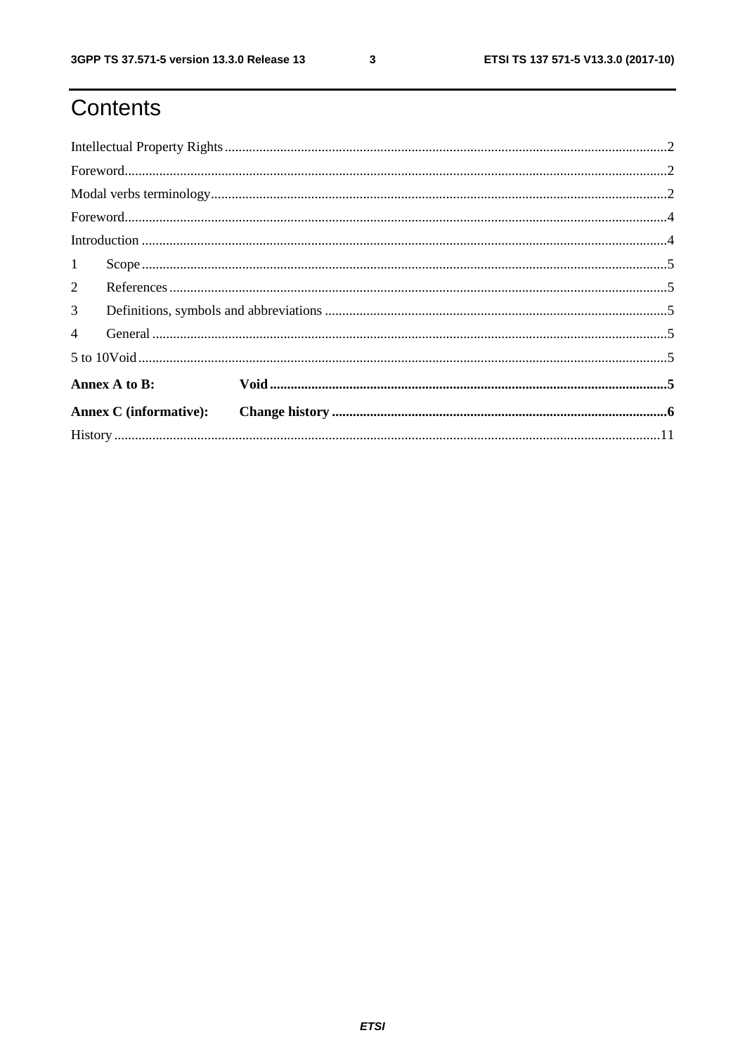# Contents

Intellectual Property Rights ..............................................................................................................................2

Foreword...........................................................................................................................................................2

Modal verbs terminology...................................................................................................................................2

Foreword...........................................................................................................................................................4

Introduction ......................................................................................................................................................4

1 Scope ......................................................................................................................................................5

2 References ..............................................................................................................................................5

3 Definitions, symbols and abbreviations ..................................................................................................5

4 General ...................................................................................................................................................5

5 to 10Void ....................................................................................................................................................5

**Annex A to B: Void .................................................................................................................5**

**Annex C (informative): Change history ................................................................................................6**

History ............................................................................................................................................................11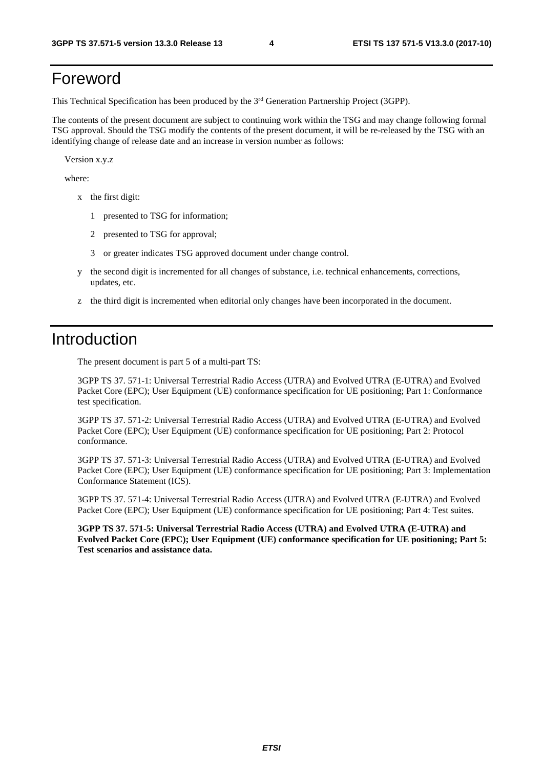# Foreword

This Technical Specification has been produced by the 3rd Generation Partnership Project (3GPP).

The contents of the present document are subject to continuing work within the TSG and may change following formal TSG approval. Should the TSG modify the contents of the present document, it will be re-released by the TSG with an identifying change of release date and an increase in version number as follows:

Version x.y.z

where:

- x the first digit:
  - 1 presented to TSG for information;
  - 2 presented to TSG for approval;
  - 3 or greater indicates TSG approved document under change control.
- y the second digit is incremented for all changes of substance, i.e. technical enhancements, corrections, updates, etc.
- z the third digit is incremented when editorial only changes have been incorporated in the document.

# Introduction

The present document is part 5 of a multi-part TS:

3GPP TS 37. 571-1: Universal Terrestrial Radio Access (UTRA) and Evolved UTRA (E-UTRA) and Evolved Packet Core (EPC); User Equipment (UE) conformance specification for UE positioning; Part 1: Conformance test specification.

3GPP TS 37. 571-2: Universal Terrestrial Radio Access (UTRA) and Evolved UTRA (E-UTRA) and Evolved Packet Core (EPC); User Equipment (UE) conformance specification for UE positioning; Part 2: Protocol conformance.

3GPP TS 37. 571-3: Universal Terrestrial Radio Access (UTRA) and Evolved UTRA (E-UTRA) and Evolved Packet Core (EPC); User Equipment (UE) conformance specification for UE positioning; Part 3: Implementation Conformance Statement (ICS).

3GPP TS 37. 571-4: Universal Terrestrial Radio Access (UTRA) and Evolved UTRA (E-UTRA) and Evolved Packet Core (EPC); User Equipment (UE) conformance specification for UE positioning; Part 4: Test suites.

**3GPP TS 37. 571-5: Universal Terrestrial Radio Access (UTRA) and Evolved UTRA (E-UTRA) and Evolved Packet Core (EPC); User Equipment (UE) conformance specification for UE positioning; Part 5: Test scenarios and assistance data.**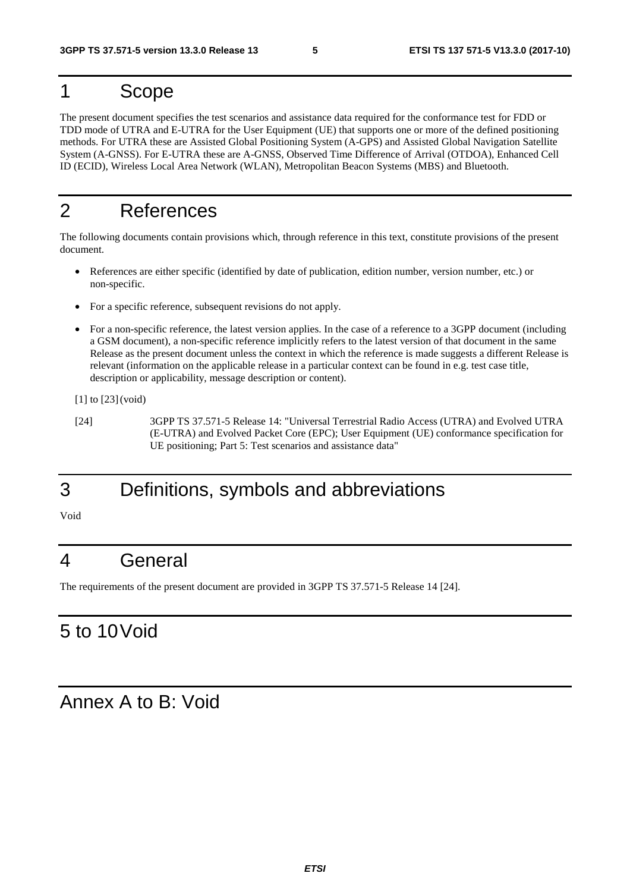# 1 Scope

The present document specifies the test scenarios and assistance data required for the conformance test for FDD or TDD mode of UTRA and E-UTRA for the User Equipment (UE) that supports one or more of the defined positioning methods. For UTRA these are Assisted Global Positioning System (A-GPS) and Assisted Global Navigation Satellite System (A-GNSS). For E-UTRA these are A-GNSS, Observed Time Difference of Arrival (OTDOA), Enhanced Cell ID (ECID), Wireless Local Area Network (WLAN), Metropolitan Beacon Systems (MBS) and Bluetooth.

# 2 References

The following documents contain provisions which, through reference in this text, constitute provisions of the present document.

- References are either specific (identified by date of publication, edition number, version number, etc.) or non-specific.
- For a specific reference, subsequent revisions do not apply.
- For a non-specific reference, the latest version applies. In the case of a reference to a 3GPP document (including a GSM document), a non-specific reference implicitly refers to the latest version of that document in the same Release as the present document unless the context in which the reference is made suggests a different Release is relevant (information on the applicable release in a particular context can be found in e.g. test case title, description or applicability, message description or content).

[1] to [23] (void)

[24] 3GPP TS 37.571-5 Release 14: "Universal Terrestrial Radio Access (UTRA) and Evolved UTRA (E-UTRA) and Evolved Packet Core (EPC); User Equipment (UE) conformance specification for UE positioning; Part 5: Test scenarios and assistance data"

# 3 Definitions, symbols and abbreviations

Void

# 4 General

The requirements of the present document are provided in 3GPP TS 37.571-5 Release 14 [24].

# 5 to 10 Void

# Annex A to B: Void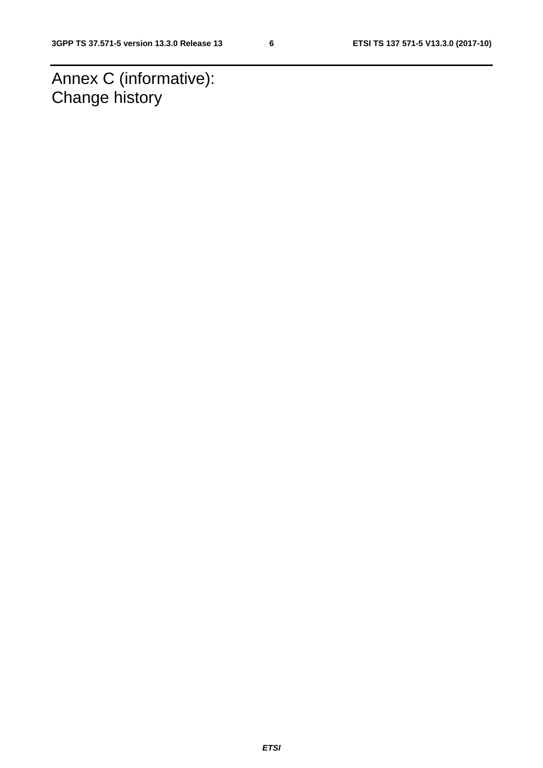# Annex C (informative): Change history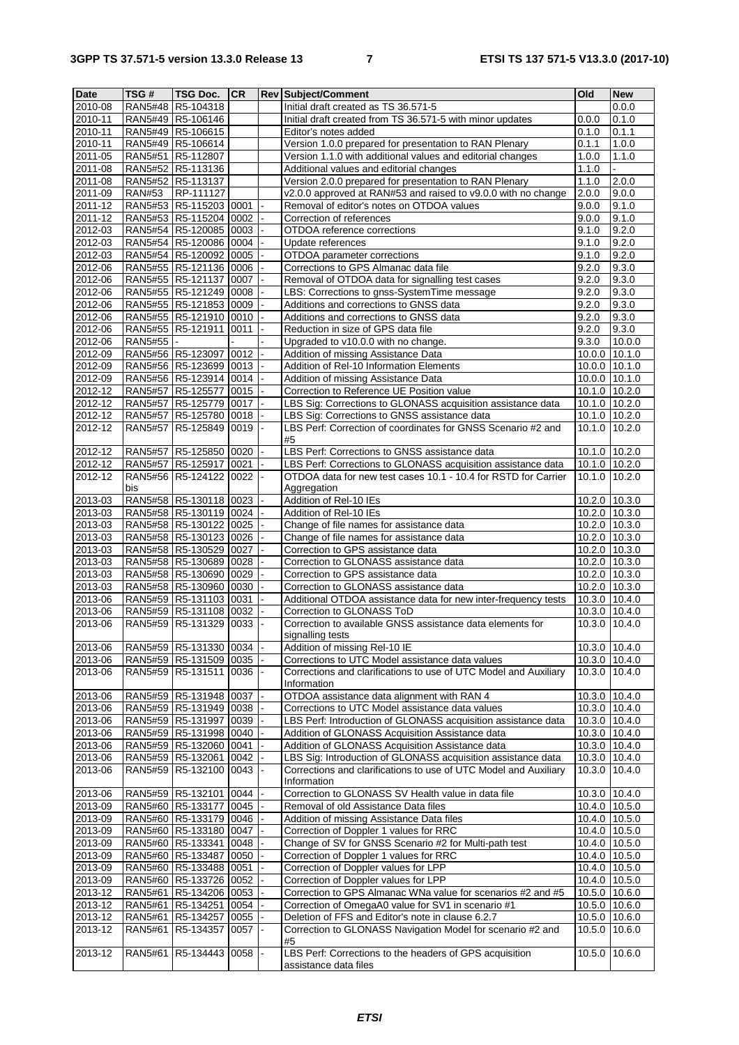| Date | TSG # | TSG Doc. | CR | Rev | Subject/Comment | Old | New |
|---|---|---|---|---|---|---|---|
| 2010-08 | RAN5#48 | R5-104318 | | | Initial draft created as TS 36.571-5 | | 0.0.0 |
| 2010-11 | RAN5#49 | R5-106146 | | | Initial draft created from TS 36.571-5 with minor updates | 0.0.0 | 0.1.0 |
| 2010-11 | RAN5#49 | R5-106615 | | | Editor's notes added | 0.1.0 | 0.1.1 |
| 2010-11 | RAN5#49 | R5-106614 | | | Version 1.0.0 prepared for presentation to RAN Plenary | 0.1.1 | 1.0.0 |
| 2011-05 | RAN5#51 | R5-112807 | | | Version 1.1.0 with additional values and editorial changes | 1.0.0 | 1.1.0 |
| 2011-08 | RAN5#52 | R5-113136 | | | Additional values and editorial changes | 1.1.0 | - |
| 2011-08 | RAN5#52 | R5-113137 | | | Version 2.0.0 prepared for presentation to RAN Plenary | 1.1.0 | 2.0.0 |
| 2011-09 | RAN#53 | RP-111127 | | | v2.0.0 approved at RAN#53 and raised to v9.0.0 with no change | 2.0.0 | 9.0.0 |
| 2011-12 | RAN5#53 | R5-115203 | 0001 | - | Removal of editor's notes on OTDOA values | 9.0.0 | 9.1.0 |
| 2011-12 | RAN5#53 | R5-115204 | 0002 | - | Correction of references | 9.0.0 | 9.1.0 |
| 2012-03 | RAN5#54 | R5-120085 | 0003 | - | OTDOA reference corrections | 9.1.0 | 9.2.0 |
| 2012-03 | RAN5#54 | R5-120086 | 0004 | - | Update references | 9.1.0 | 9.2.0 |
| 2012-03 | RAN5#54 | R5-120092 | 0005 | - | OTDOA parameter corrections | 9.1.0 | 9.2.0 |
| 2012-06 | RAN5#55 | R5-121136 | 0006 | - | Corrections to GPS Almanac data file | 9.2.0 | 9.3.0 |
| 2012-06 | RAN5#55 | R5-121137 | 0007 | - | Removal of OTDOA data for signalling test cases | 9.2.0 | 9.3.0 |
| 2012-06 | RAN5#55 | R5-121249 | 0008 | - | LBS: Corrections to gnss-SystemTime message | 9.2.0 | 9.3.0 |
| 2012-06 | RAN5#55 | R5-121853 | 0009 | - | Additions and corrections to GNSS data | 9.2.0 | 9.3.0 |
| 2012-06 | RAN5#55 | R5-121910 | 0010 | - | Additions and corrections to GNSS data | 9.2.0 | 9.3.0 |
| 2012-06 | RAN5#55 | R5-121911 | 0011 | - | Reduction in size of GPS data file | 9.2.0 | 9.3.0 |
| 2012-06 | RAN5#55 | - | - | - | Upgraded to v10.0.0 with no change. | 9.3.0 | 10.0.0 |
| 2012-09 | RAN5#56 | R5-123097 | 0012 | - | Addition of missing Assistance Data | 10.0.0 | 10.1.0 |
| 2012-09 | RAN5#56 | R5-123699 | 0013 | - | Addition of Rel-10 Information Elements | 10.0.0 | 10.1.0 |
| 2012-09 | RAN5#56 | R5-123914 | 0014 | - | Addition of missing Assistance Data | 10.0.0 | 10.1.0 |
| 2012-12 | RAN5#57 | R5-125577 | 0015 | - | Correction to Reference UE Position value | 10.1.0 | 10.2.0 |
| 2012-12 | RAN5#57 | R5-125779 | 0017 | - | LBS Sig: Corrections to GLONASS acquisition assistance data | 10.1.0 | 10.2.0 |
| 2012-12 | RAN5#57 | R5-125780 | 0018 | - | LBS Sig: Corrections to GNSS assistance data | 10.1.0 | 10.2.0 |
| 2012-12 | RAN5#57 | R5-125849 | 0019 | - | LBS Perf: Correction of coordinates for GNSS Scenario #2 and #5 | 10.1.0 | 10.2.0 |
| 2012-12 | RAN5#57 | R5-125850 | 0020 | - | LBS Perf: Corrections to GNSS assistance data | 10.1.0 | 10.2.0 |
| 2012-12 | RAN5#57 | R5-125917 | 0021 | - | LBS Perf: Corrections to GLONASS acquisition assistance data | 10.1.0 | 10.2.0 |
| 2012-12 | RAN5#56 bis | R5-124122 | 0022 | - | OTDOA data for new test cases 10.1 - 10.4 for RSTD for Carrier Aggregation | 10.1.0 | 10.2.0 |
| 2013-03 | RAN5#58 | R5-130118 | 0023 | - | Addition of Rel-10 IEs | 10.2.0 | 10.3.0 |
| 2013-03 | RAN5#58 | R5-130119 | 0024 | - | Addition of Rel-10 IEs | 10.2.0 | 10.3.0 |
| 2013-03 | RAN5#58 | R5-130122 | 0025 | - | Change of file names for assistance data | 10.2.0 | 10.3.0 |
| 2013-03 | RAN5#58 | R5-130123 | 0026 | - | Change of file names for assistance data | 10.2.0 | 10.3.0 |
| 2013-03 | RAN5#58 | R5-130529 | 0027 | - | Correction to GPS assistance data | 10.2.0 | 10.3.0 |
| 2013-03 | RAN5#58 | R5-130689 | 0028 | - | Correction to GLONASS assistance data | 10.2.0 | 10.3.0 |
| 2013-03 | RAN5#58 | R5-130690 | 0029 | - | Correction to GPS assistance data | 10.2.0 | 10.3.0 |
| 2013-03 | RAN5#58 | R5-130960 | 0030 | - | Correction to GLONASS assistance data | 10.2.0 | 10.3.0 |
| 2013-06 | RAN5#59 | R5-131103 | 0031 | - | Additional OTDOA assistance data for new inter-frequency tests | 10.3.0 | 10.4.0 |
| 2013-06 | RAN5#59 | R5-131108 | 0032 | - | Correction to GLONASS ToD | 10.3.0 | 10.4.0 |
| 2013-06 | RAN5#59 | R5-131329 | 0033 | - | Correction to available GNSS assistance data elements for signalling tests | 10.3.0 | 10.4.0 |
| 2013-06 | RAN5#59 | R5-131330 | 0034 | - | Addition of missing Rel-10 IE | 10.3.0 | 10.4.0 |
| 2013-06 | RAN5#59 | R5-131509 | 0035 | - | Corrections to UTC Model assistance data values | 10.3.0 | 10.4.0 |
| 2013-06 | RAN5#59 | R5-131511 | 0036 | - | Corrections and clarifications to use of UTC Model and Auxiliary Information | 10.3.0 | 10.4.0 |
| 2013-06 | RAN5#59 | R5-131948 | 0037 | - | OTDOA assistance data alignment with RAN 4 | 10.3.0 | 10.4.0 |
| 2013-06 | RAN5#59 | R5-131949 | 0038 | - | Corrections to UTC Model assistance data values | 10.3.0 | 10.4.0 |
| 2013-06 | RAN5#59 | R5-131997 | 0039 | - | LBS Perf: Introduction of GLONASS acquisition assistance data | 10.3.0 | 10.4.0 |
| 2013-06 | RAN5#59 | R5-131998 | 0040 | - | Addition of GLONASS Acquisition Assistance data | 10.3.0 | 10.4.0 |
| 2013-06 | RAN5#59 | R5-132060 | 0041 | - | Addition of GLONASS Acquisition Assistance data | 10.3.0 | 10.4.0 |
| 2013-06 | RAN5#59 | R5-132061 | 0042 | - | LBS Sig: Introduction of GLONASS acquisition assistance data | 10.3.0 | 10.4.0 |
| 2013-06 | RAN5#59 | R5-132100 | 0043 | - | Corrections and clarifications to use of UTC Model and Auxiliary Information | 10.3.0 | 10.4.0 |
| 2013-06 | RAN5#59 | R5-132101 | 0044 | - | Correction to GLONASS SV Health value in data file | 10.3.0 | 10.4.0 |
| 2013-09 | RAN5#60 | R5-133177 | 0045 | - | Removal of old Assistance Data files | 10.4.0 | 10.5.0 |
| 2013-09 | RAN5#60 | R5-133179 | 0046 | - | Addition of missing Assistance Data files | 10.4.0 | 10.5.0 |
| 2013-09 | RAN5#60 | R5-133180 | 0047 | - | Correction of Doppler 1 values for RRC | 10.4.0 | 10.5.0 |
| 2013-09 | RAN5#60 | R5-133341 | 0048 | - | Change of SV for GNSS Scenario #2 for Multi-path test | 10.4.0 | 10.5.0 |
| 2013-09 | RAN5#60 | R5-133487 | 0050 | - | Correction of Doppler 1 values for RRC | 10.4.0 | 10.5.0 |
| 2013-09 | RAN5#60 | R5-133488 | 0051 | - | Correction of Doppler values for LPP | 10.4.0 | 10.5.0 |
| 2013-09 | RAN5#60 | R5-133726 | 0052 | - | Correction of Doppler values for LPP | 10.4.0 | 10.5.0 |
| 2013-12 | RAN5#61 | R5-134206 | 0053 | - | Correction to GPS Almanac WNa value for scenarios #2 and #5 | 10.5.0 | 10.6.0 |
| 2013-12 | RAN5#61 | R5-134251 | 0054 | - | Correction of OmegaA0 value for SV1 in scenario #1 | 10.5.0 | 10.6.0 |
| 2013-12 | RAN5#61 | R5-134257 | 0055 | - | Deletion of FFS and Editor's note in clause 6.2.7 | 10.5.0 | 10.6.0 |
| 2013-12 | RAN5#61 | R5-134357 | 0057 | - | Correction to GLONASS Navigation Model for scenario #2 and #5 | 10.5.0 | 10.6.0 |
| 2013-12 | RAN5#61 | R5-134443 | 0058 | - | LBS Perf: Corrections to the headers of GPS acquisition assistance data files | 10.5.0 | 10.6.0 |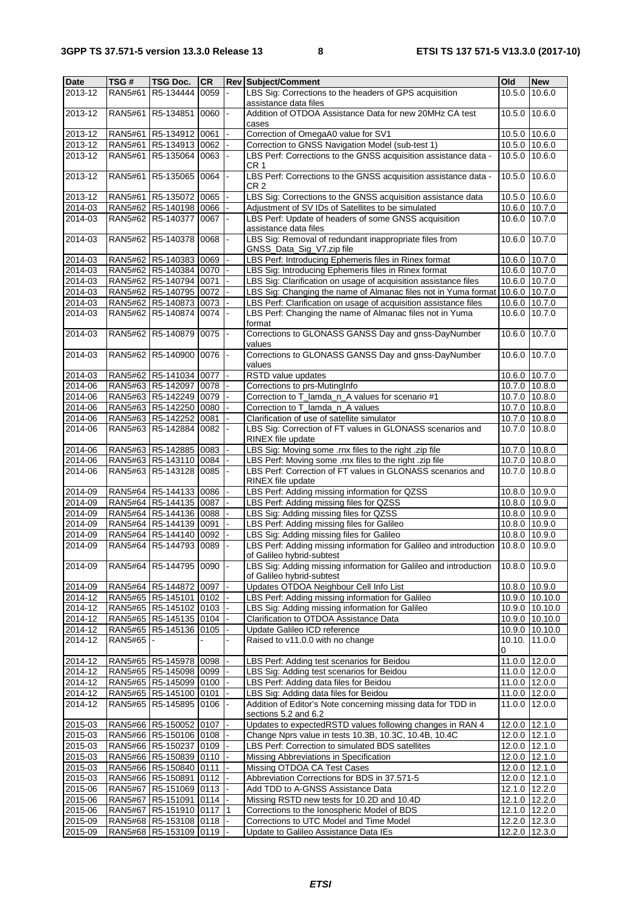| Date | TSG # | TSG Doc. | CR | Rev | Subject/Comment | Old | New |
|---|---|---|---|---|---|---|---|
| 2013-12 | RAN5#61 | R5-134444 | 0059 | - | LBS Sig: Corrections to the headers of GPS acquisition assistance data files | 10.5.0 | 10.6.0 |
| 2013-12 | RAN5#61 | R5-134851 | 0060 | - | Addition of OTDOA Assistance Data for new 20MHz CA test cases | 10.5.0 | 10.6.0 |
| 2013-12 | RAN5#61 | R5-134912 | 0061 | - | Correction of OmegaA0 value for SV1 | 10.5.0 | 10.6.0 |
| 2013-12 | RAN5#61 | R5-134913 | 0062 | - | Correction to GNSS Navigation Model (sub-test 1) | 10.5.0 | 10.6.0 |
| 2013-12 | RAN5#61 | R5-135064 | 0063 | - | LBS Perf: Corrections to the GNSS acquisition assistance data - CR 1 | 10.5.0 | 10.6.0 |
| 2013-12 | RAN5#61 | R5-135065 | 0064 | - | LBS Perf: Corrections to the GNSS acquisition assistance data - CR 2 | 10.5.0 | 10.6.0 |
| 2013-12 | RAN5#61 | R5-135072 | 0065 | - | LBS Sig: Corrections to the GNSS acquisition assistance data | 10.5.0 | 10.6.0 |
| 2014-03 | RAN5#62 | R5-140198 | 0066 | - | Adjustment of SV IDs of Satellites to be simulated | 10.6.0 | 10.7.0 |
| 2014-03 | RAN5#62 | R5-140377 | 0067 | - | LBS Perf: Update of headers of some GNSS acquisition assistance data files | 10.6.0 | 10.7.0 |
| 2014-03 | RAN5#62 | R5-140378 | 0068 | - | LBS Sig: Removal of redundant inappropriate files from GNSS_Data_Sig_V7.zip file | 10.6.0 | 10.7.0 |
| 2014-03 | RAN5#62 | R5-140383 | 0069 | - | LBS Perf: Introducing Ephemeris files in Rinex format | 10.6.0 | 10.7.0 |
| 2014-03 | RAN5#62 | R5-140384 | 0070 | - | LBS Sig: Introducing Ephemeris files in Rinex format | 10.6.0 | 10.7.0 |
| 2014-03 | RAN5#62 | R5-140794 | 0071 | - | LBS Sig: Clarification on usage of acquisition assistance files | 10.6.0 | 10.7.0 |
| 2014-03 | RAN5#62 | R5-140795 | 0072 | - | LBS Sig: Changing the name of Almanac files not in Yuma format | 10.6.0 | 10.7.0 |
| 2014-03 | RAN5#62 | R5-140873 | 0073 | - | LBS Perf: Clarification on usage of acquisition assistance files | 10.6.0 | 10.7.0 |
| 2014-03 | RAN5#62 | R5-140874 | 0074 | - | LBS Perf: Changing the name of Almanac files not in Yuma format | 10.6.0 | 10.7.0 |
| 2014-03 | RAN5#62 | R5-140879 | 0075 | - | Corrections to GLONASS GANSS Day and gnss-DayNumber values | 10.6.0 | 10.7.0 |
| 2014-03 | RAN5#62 | R5-140900 | 0076 | - | Corrections to GLONASS GANSS Day and gnss-DayNumber values | 10.6.0 | 10.7.0 |
| 2014-03 | RAN5#62 | R5-141034 | 0077 | - | RSTD value updates | 10.6.0 | 10.7.0 |
| 2014-06 | RAN5#63 | R5-142097 | 0078 | - | Corrections to prs-MutingInfo | 10.7.0 | 10.8.0 |
| 2014-06 | RAN5#63 | R5-142249 | 0079 | - | Correction to T_lamda_n_A values for scenario #1 | 10.7.0 | 10.8.0 |
| 2014-06 | RAN5#63 | R5-142250 | 0080 | - | Correction to T_lamda_n_A values | 10.7.0 | 10.8.0 |
| 2014-06 | RAN5#63 | R5-142252 | 0081 | - | Clarification of use of satellite simulator | 10.7.0 | 10.8.0 |
| 2014-06 | RAN5#63 | R5-142884 | 0082 | - | LBS Sig: Correction of FT values in GLONASS scenarios and RINEX file update | 10.7.0 | 10.8.0 |
| 2014-06 | RAN5#63 | R5-142885 | 0083 | - | LBS Sig: Moving some .rnx files to the right .zip file | 10.7.0 | 10.8.0 |
| 2014-06 | RAN5#63 | R5-143110 | 0084 | - | LBS Perf: Moving some .rnx files to the right .zip file | 10.7.0 | 10.8.0 |
| 2014-06 | RAN5#63 | R5-143128 | 0085 | - | LBS Perf: Correction of FT values in GLONASS scenarios and RINEX file update | 10.7.0 | 10.8.0 |
| 2014-09 | RAN5#64 | R5-144133 | 0086 | - | LBS Perf: Adding missing information for QZSS | 10.8.0 | 10.9.0 |
| 2014-09 | RAN5#64 | R5-144135 | 0087 | - | LBS Perf: Adding missing files for QZSS | 10.8.0 | 10.9.0 |
| 2014-09 | RAN5#64 | R5-144136 | 0088 | - | LBS Sig: Adding missing files for QZSS | 10.8.0 | 10.9.0 |
| 2014-09 | RAN5#64 | R5-144139 | 0091 | - | LBS Perf: Adding missing files for Galileo | 10.8.0 | 10.9.0 |
| 2014-09 | RAN5#64 | R5-144140 | 0092 | - | LBS Sig: Adding missing files for Galileo | 10.8.0 | 10.9.0 |
| 2014-09 | RAN5#64 | R5-144793 | 0089 | - | LBS Perf: Adding missing information for Galileo and introduction of Galileo hybrid-subtest | 10.8.0 | 10.9.0 |
| 2014-09 | RAN5#64 | R5-144795 | 0090 | - | LBS Sig: Adding missing information for Galileo and introduction of Galileo hybrid-subtest | 10.8.0 | 10.9.0 |
| 2014-09 | RAN5#64 | R5-144872 | 0097 | - | Updates OTDOA Neighbour Cell Info List | 10.8.0 | 10.9.0 |
| 2014-12 | RAN5#65 | R5-145101 | 0102 | - | LBS Perf: Adding missing information for Galileo | 10.9.0 | 10.10.0 |
| 2014-12 | RAN5#65 | R5-145102 | 0103 | - | LBS Sig: Adding missing information for Galileo | 10.9.0 | 10.10.0 |
| 2014-12 | RAN5#65 | R5-145135 | 0104 | - | Clarification to OTDOA Assistance Data | 10.9.0 | 10.10.0 |
| 2014-12 | RAN5#65 | R5-145136 | 0105 | - | Update Galileo ICD reference | 10.9.0 | 10.10.0 |
| 2014-12 | RAN5#65 | - | | - | Raised to v11.0.0 with no change | 10.10.0 | 11.0.0 |
| 2014-12 | RAN5#65 | R5-145978 | 0098 | - | LBS Perf: Adding test scenarios for Beidou | 11.0.0 | 12.0.0 |
| 2014-12 | RAN5#65 | R5-145098 | 0099 | - | LBS Sig: Adding test scenarios for Beidou | 11.0.0 | 12.0.0 |
| 2014-12 | RAN5#65 | R5-145099 | 0100 | - | LBS Perf: Adding data files for Beidou | 11.0.0 | 12.0.0 |
| 2014-12 | RAN5#65 | R5-145100 | 0101 | - | LBS Sig: Adding data files for Beidou | 11.0.0 | 12.0.0 |
| 2014-12 | RAN5#65 | R5-145895 | 0106 | - | Addition of Editor's Note concerning missing data for TDD in sections 5.2 and 6.2 | 11.0.0 | 12.0.0 |
| 2015-03 | RAN5#66 | R5-150052 | 0107 | - | Updates to expectedRSTD values following changes in RAN 4 | 12.0.0 | 12.1.0 |
| 2015-03 | RAN5#66 | R5-150106 | 0108 | - | Change Nprs value in tests 10.3B, 10.3C, 10.4B, 10.4C | 12.0.0 | 12.1.0 |
| 2015-03 | RAN5#66 | R5-150237 | 0109 | - | LBS Perf: Correction to simulated BDS satellites | 12.0.0 | 12.1.0 |
| 2015-03 | RAN5#66 | R5-150839 | 0110 | - | Missing Abbreviations in Specification | 12.0.0 | 12.1.0 |
| 2015-03 | RAN5#66 | R5-150840 | 0111 | - | Missing OTDOA CA Test Cases | 12.0.0 | 12.1.0 |
| 2015-03 | RAN5#66 | R5-150891 | 0112 | - | Abbreviation Corrections for BDS in 37.571-5 | 12.0.0 | 12.1.0 |
| 2015-06 | RAN5#67 | R5-151069 | 0113 | - | Add TDD to A-GNSS Assistance Data | 12.1.0 | 12.2.0 |
| 2015-06 | RAN5#67 | R5-151091 | 0114 | - | Missing RSTD new tests for 10.2D and 10.4D | 12.1.0 | 12.2.0 |
| 2015-06 | RAN5#67 | R5-151910 | 0117 | 1 | Corrections to the Ionospheric Model of BDS | 12.1.0 | 12.2.0 |
| 2015-09 | RAN5#68 | R5-153108 | 0118 | - | Corrections to UTC Model and Time Model | 12.2.0 | 12.3.0 |
| 2015-09 | RAN5#68 | R5-153109 | 0119 | - | Update to Galileo Assistance Data IEs | 12.2.0 | 12.3.0 |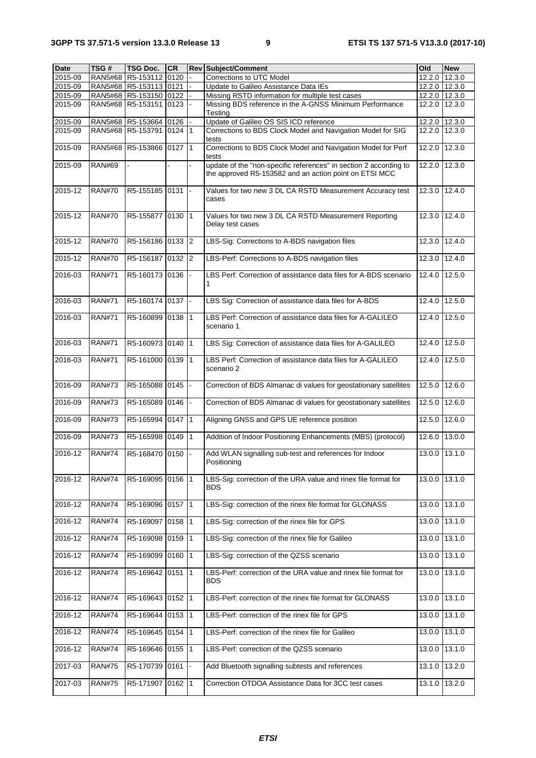| Date | TSG # | TSG Doc. | CR | Rev | Subject/Comment | Old | New |
|---|---|---|---|---|---|---|---|
| 2015-09 | RAN5#68 | R5-153112 | 0120 | - | Corrections to UTC Model | 12.2.0 | 12.3.0 |
| 2015-09 | RAN5#68 | R5-153113 | 0121 | - | Update to Galileo Assistance Data IEs | 12.2.0 | 12.3.0 |
| 2015-09 | RAN5#68 | R5-153150 | 0122 | - | Missing RSTD information for multiple test cases | 12.2.0 | 12.3.0 |
| 2015-09 | RAN5#68 | R5-153151 | 0123 | - | Missing BDS reference in the A-GNSS Minimum Performance Testing | 12.2.0 | 12.3.0 |
| 2015-09 | RAN5#68 | R5-153664 | 0126 | - | Update of Galileo OS SIS ICD reference | 12.2.0 | 12.3.0 |
| 2015-09 | RAN5#68 | R5-153791 | 0124 | 1 | Corrections to BDS Clock Model and Navigation Model for SIG tests | 12.2.0 | 12.3.0 |
| 2015-09 | RAN5#68 | R5-153866 | 0127 | 1 | Corrections to BDS Clock Model and Navigation Model for Perf tests | 12.2.0 | 12.3.0 |
| 2015-09 | RAN#69 | - | - | - | update of the "non-specific references" in section 2 according to the approved R5-153582 and an action point on ETSI MCC | 12.2.0 | 12.3.0 |
| 2015-12 | RAN#70 | R5-155185 | 0131 | - | Values for two new 3 DL CA RSTD Measurement Accuracy test cases | 12.3.0 | 12.4.0 |
| 2015-12 | RAN#70 | R5-155877 | 0130 | 1 | Values for two new 3 DL CA RSTD Measurement Reporting Delay test cases | 12.3.0 | 12.4.0 |
| 2015-12 | RAN#70 | R5-156186 | 0133 | 2 | LBS-Sig: Corrections to A-BDS navigation files | 12.3.0 | 12.4.0 |
| 2015-12 | RAN#70 | R5-156187 | 0132 | 2 | LBS-Perf: Corrections to A-BDS navigation files | 12.3.0 | 12.4.0 |
| 2016-03 | RAN#71 | R5-160173 | 0136 | - | LBS Perf: Correction of assistance data files for A-BDS scenario 1 | 12.4.0 | 12.5.0 |
| 2016-03 | RAN#71 | R5-160174 | 0137 | - | LBS Sig: Correction of assistance data files for A-BDS | 12.4.0 | 12.5.0 |
| 2016-03 | RAN#71 | R5-160899 | 0138 | 1 | LBS Perf: Correction of assistance data files for A-GALILEO scenario 1 | 12.4.0 | 12.5.0 |
| 2016-03 | RAN#71 | R5-160973 | 0140 | 1 | LBS Sig: Correction of assistance data files for A-GALILEO | 12.4.0 | 12.5.0 |
| 2016-03 | RAN#71 | R5-161000 | 0139 | 1 | LBS Perf: Correction of assistance data files for A-GALILEO scenario 2 | 12.4.0 | 12.5.0 |
| 2016-09 | RAN#73 | R5-165088 | 0145 | - | Correction of BDS Almanac di values for geostationary satellites | 12.5.0 | 12.6.0 |
| 2016-09 | RAN#73 | R5-165089 | 0146 | - | Correction of BDS Almanac di values for geostationary satellites | 12.5.0 | 12.6.0 |
| 2016-09 | RAN#73 | R5-165994 | 0147 | 1 | Aligning GNSS and GPS UE reference position | 12.5.0 | 12.6.0 |
| 2016-09 | RAN#73 | R5-165998 | 0149 | 1 | Addition of Indoor Positioning Enhancements (MBS) (protocol) | 12.6.0 | 13.0.0 |
| 2016-12 | RAN#74 | R5-168470 | 0150 | - | Add WLAN signalling sub-test and references for Indoor Positioning | 13.0.0 | 13.1.0 |
| 2016-12 | RAN#74 | R5-169095 | 0156 | 1 | LBS-Sig: correction of the URA value and rinex file format for BDS | 13.0.0 | 13.1.0 |
| 2016-12 | RAN#74 | R5-169096 | 0157 | 1 | LBS-Sig: correction of the rinex file format for GLONASS | 13.0.0 | 13.1.0 |
| 2016-12 | RAN#74 | R5-169097 | 0158 | 1 | LBS-Sig: correction of the rinex file for GPS | 13.0.0 | 13.1.0 |
| 2016-12 | RAN#74 | R5-169098 | 0159 | 1 | LBS-Sig: correction of the rinex file for Galileo | 13.0.0 | 13.1.0 |
| 2016-12 | RAN#74 | R5-169099 | 0160 | 1 | LBS-Sig: correction of the QZSS scenario | 13.0.0 | 13.1.0 |
| 2016-12 | RAN#74 | R5-169642 | 0151 | 1 | LBS-Perf: correction of the URA value and rinex file format for BDS | 13.0.0 | 13.1.0 |
| 2016-12 | RAN#74 | R5-169643 | 0152 | 1 | LBS-Perf: correction of the rinex file format for GLONASS | 13.0.0 | 13.1.0 |
| 2016-12 | RAN#74 | R5-169644 | 0153 | 1 | LBS-Perf: correction of the rinex file for GPS | 13.0.0 | 13.1.0 |
| 2016-12 | RAN#74 | R5-169645 | 0154 | 1 | LBS-Perf: correction of the rinex file for Galileo | 13.0.0 | 13.1.0 |
| 2016-12 | RAN#74 | R5-169646 | 0155 | 1 | LBS-Perf: correction of the QZSS scenario | 13.0.0 | 13.1.0 |
| 2017-03 | RAN#75 | R5-170739 | 0161 | - | Add Bluetooth signalling subtests and references | 13.1.0 | 13.2.0 |
| 2017-03 | RAN#75 | R5-171907 | 0162 | 1 | Correction OTDOA Assistance Data for 3CC test cases | 13.1.0 | 13.2.0 |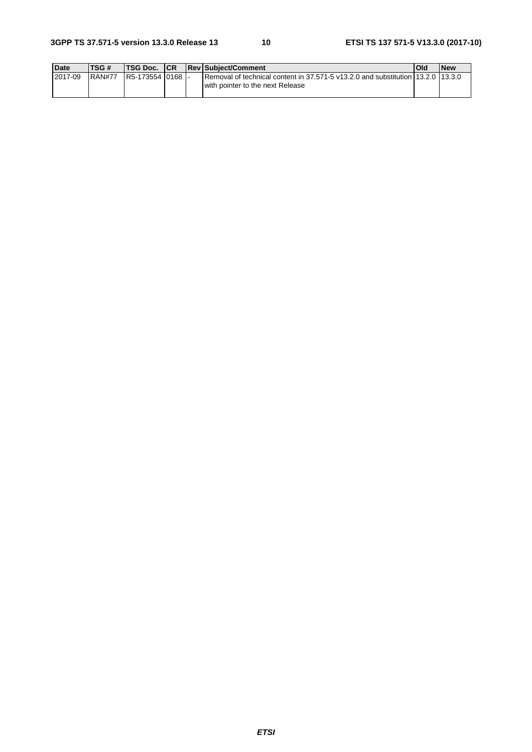| Date | TSG # | TSG Doc. | CR | Rev | Subject/Comment | Old | New |
|---|---|---|---|---|---|---|---|
| 2017-09 | RAN#77 | R5-173554 | 0168 | - | Removal of technical content in 37.571-5 v13.2.0 and substitution with pointer to the next Release | 13.2.0 | 13.3.0 |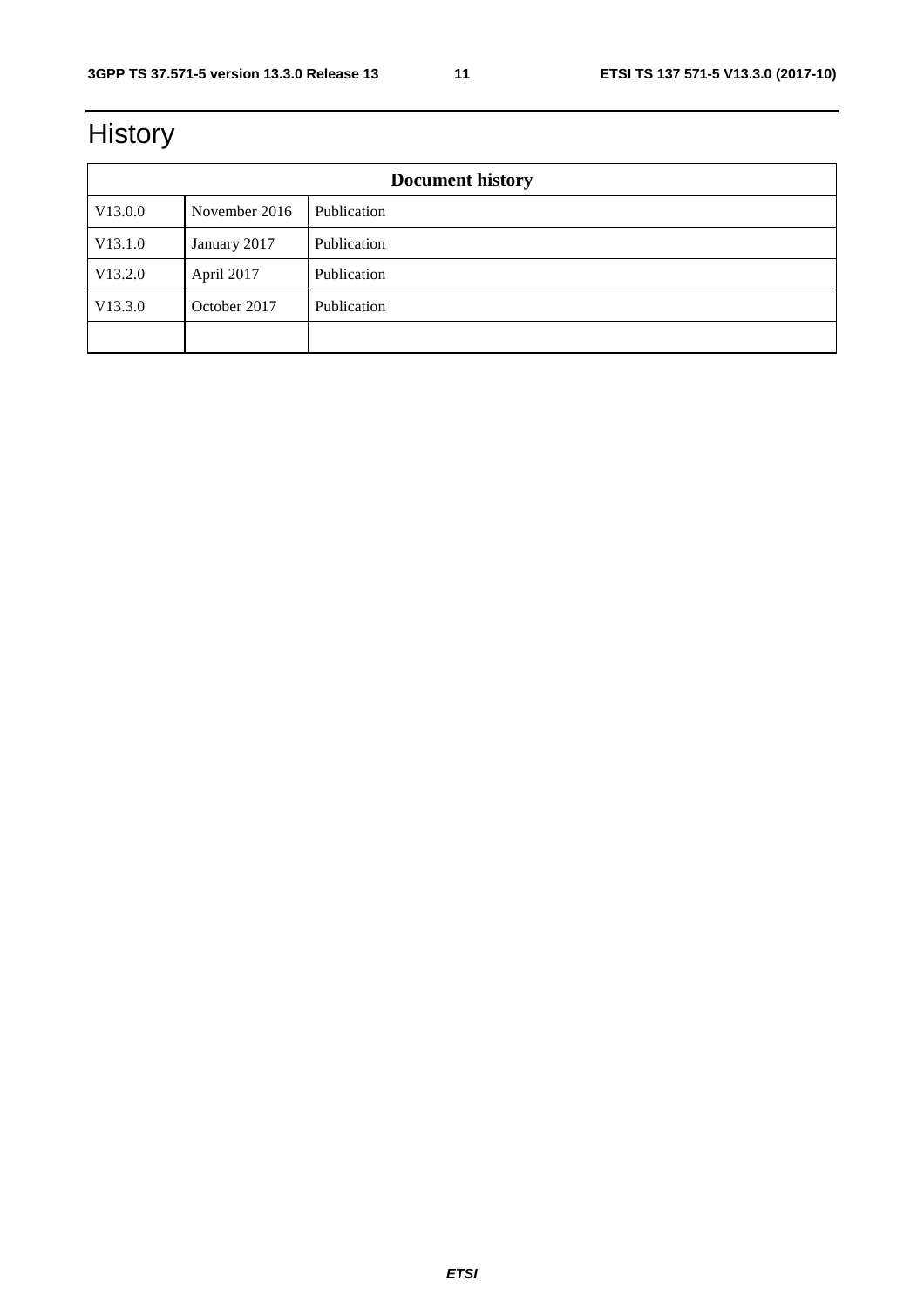# History

| Document history | | |
|---|---|---|
| V13.0.0 | November 2016 | Publication |
| V13.1.0 | January 2017 | Publication |
| V13.2.0 | April 2017 | Publication |
| V13.3.0 | October 2017 | Publication |
| | | |